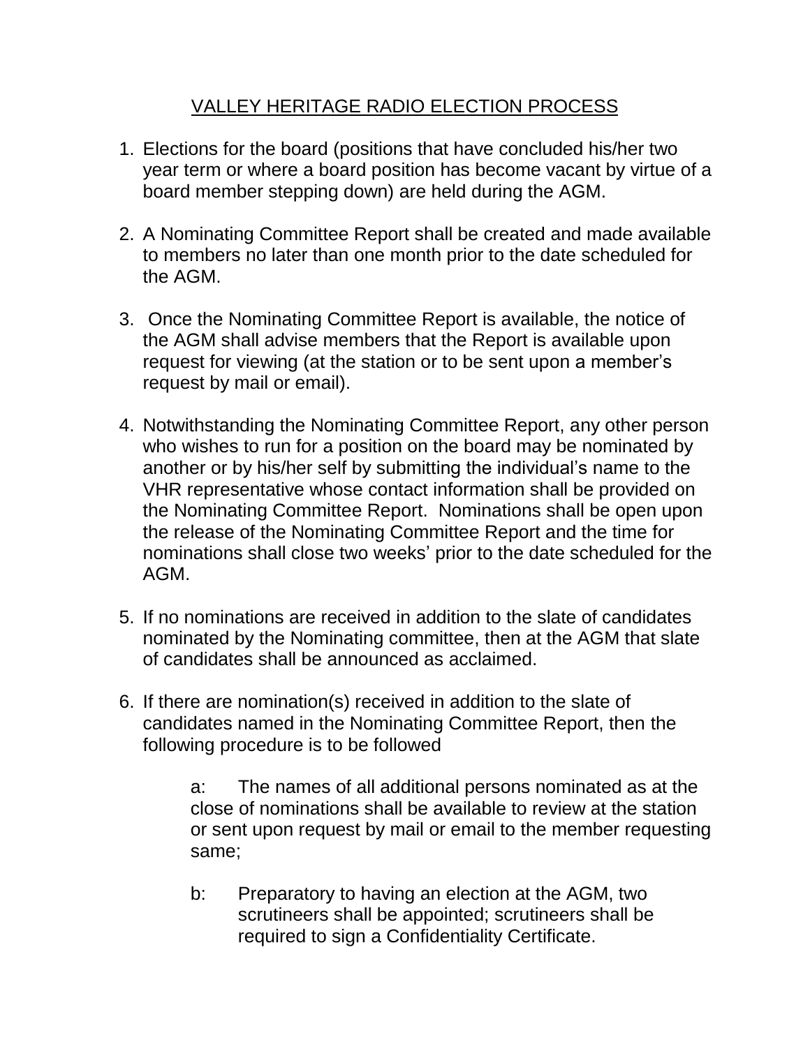# VALLEY HERITAGE RADIO ELECTION PROCESS

1. Elections for the board (positions that have concluded his/her two year term or where a board position has become vacant by virtue of a board member stepping down) are held during the AGM.

2. A Nominating Committee Report shall be created and made available to members no later than one month prior to the date scheduled for the AGM.

3. Once the Nominating Committee Report is available, the notice of the AGM shall advise members that the Report is available upon request for viewing (at the station or to be sent upon a member's request by mail or email).

4. Notwithstanding the Nominating Committee Report, any other person who wishes to run for a position on the board may be nominated by another or by his/her self by submitting the individual's name to the VHR representative whose contact information shall be provided on the Nominating Committee Report. Nominations shall be open upon the release of the Nominating Committee Report and the time for nominations shall close two weeks' prior to the date scheduled for the AGM.

5. If no nominations are received in addition to the slate of candidates nominated by the Nominating committee, then at the AGM that slate of candidates shall be announced as acclaimed.

6. If there are nomination(s) received in addition to the slate of candidates named in the Nominating Committee Report, then the following procedure is to be followed

   a: The names of all additional persons nominated as at the close of nominations shall be available to review at the station or sent upon request by mail or email to the member requesting same;

   b: Preparatory to having an election at the AGM, two scrutineers shall be appointed; scrutineers shall be required to sign a Confidentiality Certificate.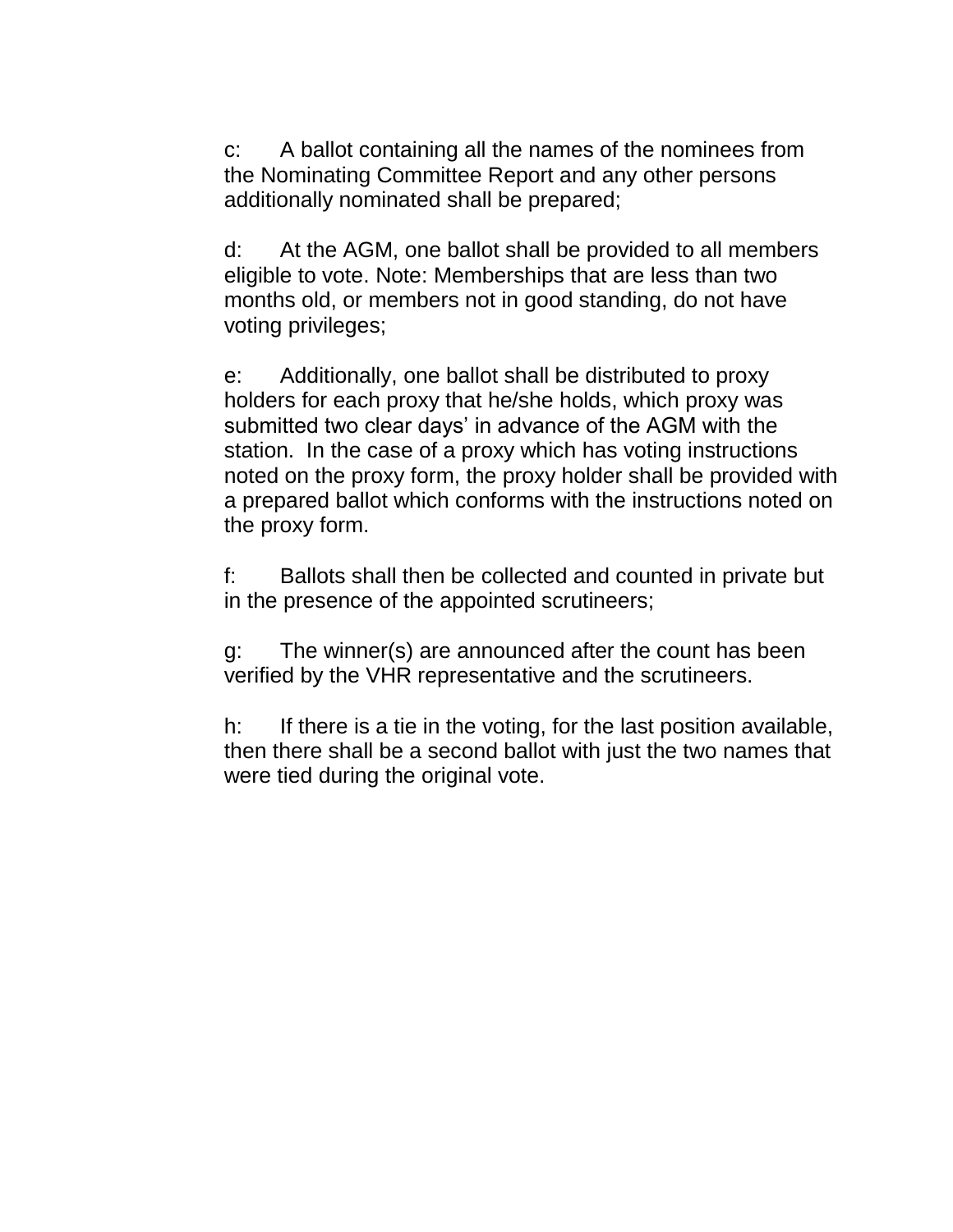c: A ballot containing all the names of the nominees from the Nominating Committee Report and any other persons additionally nominated shall be prepared;

d: At the AGM, one ballot shall be provided to all members eligible to vote. Note: Memberships that are less than two months old, or members not in good standing, do not have voting privileges;

e: Additionally, one ballot shall be distributed to proxy holders for each proxy that he/she holds, which proxy was submitted two clear days' in advance of the AGM with the station. In the case of a proxy which has voting instructions noted on the proxy form, the proxy holder shall be provided with a prepared ballot which conforms with the instructions noted on the proxy form.

f: Ballots shall then be collected and counted in private but in the presence of the appointed scrutineers;

g: The winner(s) are announced after the count has been verified by the VHR representative and the scrutineers.

h: If there is a tie in the voting, for the last position available, then there shall be a second ballot with just the two names that were tied during the original vote.